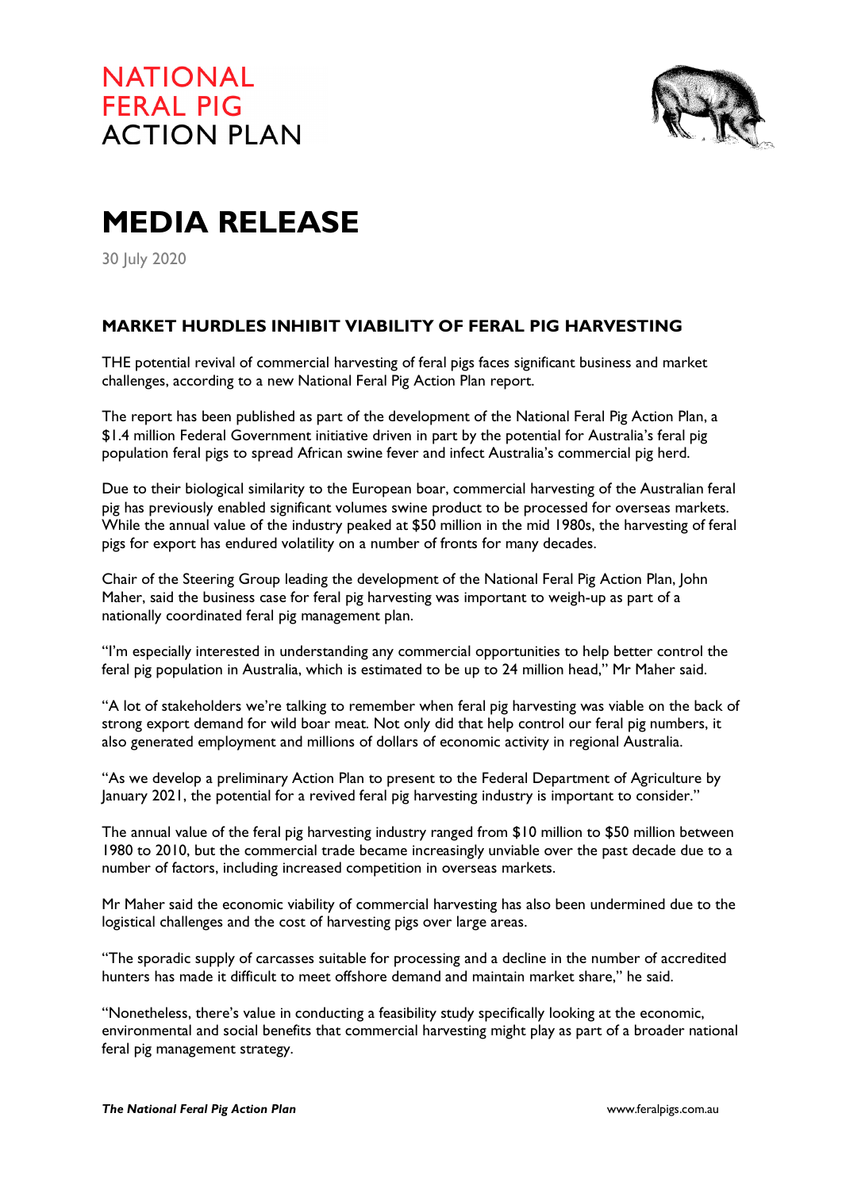NATIONAL
FERAL PIG
ACTION PLAN

# MEDIA RELEASE

30 July 2020

## MARKET HURDLES INHIBIT VIABILITY OF FERAL PIG HARVESTING

THE potential revival of commercial harvesting of feral pigs faces significant business and market challenges, according to a new National Feral Pig Action Plan report.

The report has been published as part of the development of the National Feral Pig Action Plan, a $1.4 million Federal Government initiative driven in part by the potential for Australia's feral pig population feral pigs to spread African swine fever and infect Australia's commercial pig herd.

Due to their biological similarity to the European boar, commercial harvesting of the Australian feral pig has previously enabled significant volumes swine product to be processed for overseas markets. While the annual value of the industry peaked at $50 million in the mid 1980s, the harvesting of feral pigs for export has endured volatility on a number of fronts for many decades.

Chair of the Steering Group leading the development of the National Feral Pig Action Plan, John Maher, said the business case for feral pig harvesting was important to weigh-up as part of a nationally coordinated feral pig management plan.

"I'm especially interested in understanding any commercial opportunities to help better control the feral pig population in Australia, which is estimated to be up to 24 million head," Mr Maher said.

"A lot of stakeholders we're talking to remember when feral pig harvesting was viable on the back of strong export demand for wild boar meat. Not only did that help control our feral pig numbers, it also generated employment and millions of dollars of economic activity in regional Australia.

"As we develop a preliminary Action Plan to present to the Federal Department of Agriculture by January 2021, the potential for a revived feral pig harvesting industry is important to consider."

The annual value of the feral pig harvesting industry ranged from $10 million to $50 million between 1980 to 2010, but the commercial trade became increasingly unviable over the past decade due to a number of factors, including increased competition in overseas markets.

Mr Maher said the economic viability of commercial harvesting has also been undermined due to the logistical challenges and the cost of harvesting pigs over large areas.

"The sporadic supply of carcasses suitable for processing and a decline in the number of accredited hunters has made it difficult to meet offshore demand and maintain market share," he said.

"Nonetheless, there's value in conducting a feasibility study specifically looking at the economic, environmental and social benefits that commercial harvesting might play as part of a broader national feral pig management strategy.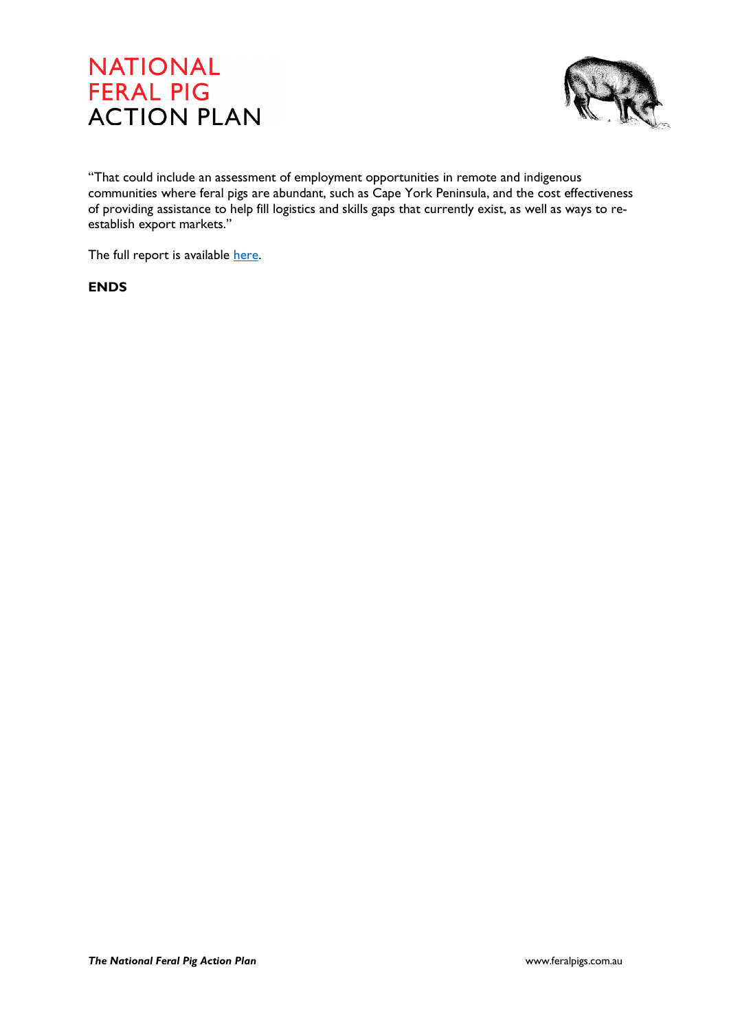"That could include an assessment of employment opportunities in remote and indigenous communities where feral pigs are abundant, such as Cape York Peninsula, and the cost effectiveness of providing assistance to help fill logistics and skills gaps that currently exist, as well as ways to re-establish export markets."

The full report is available here.

**ENDS**